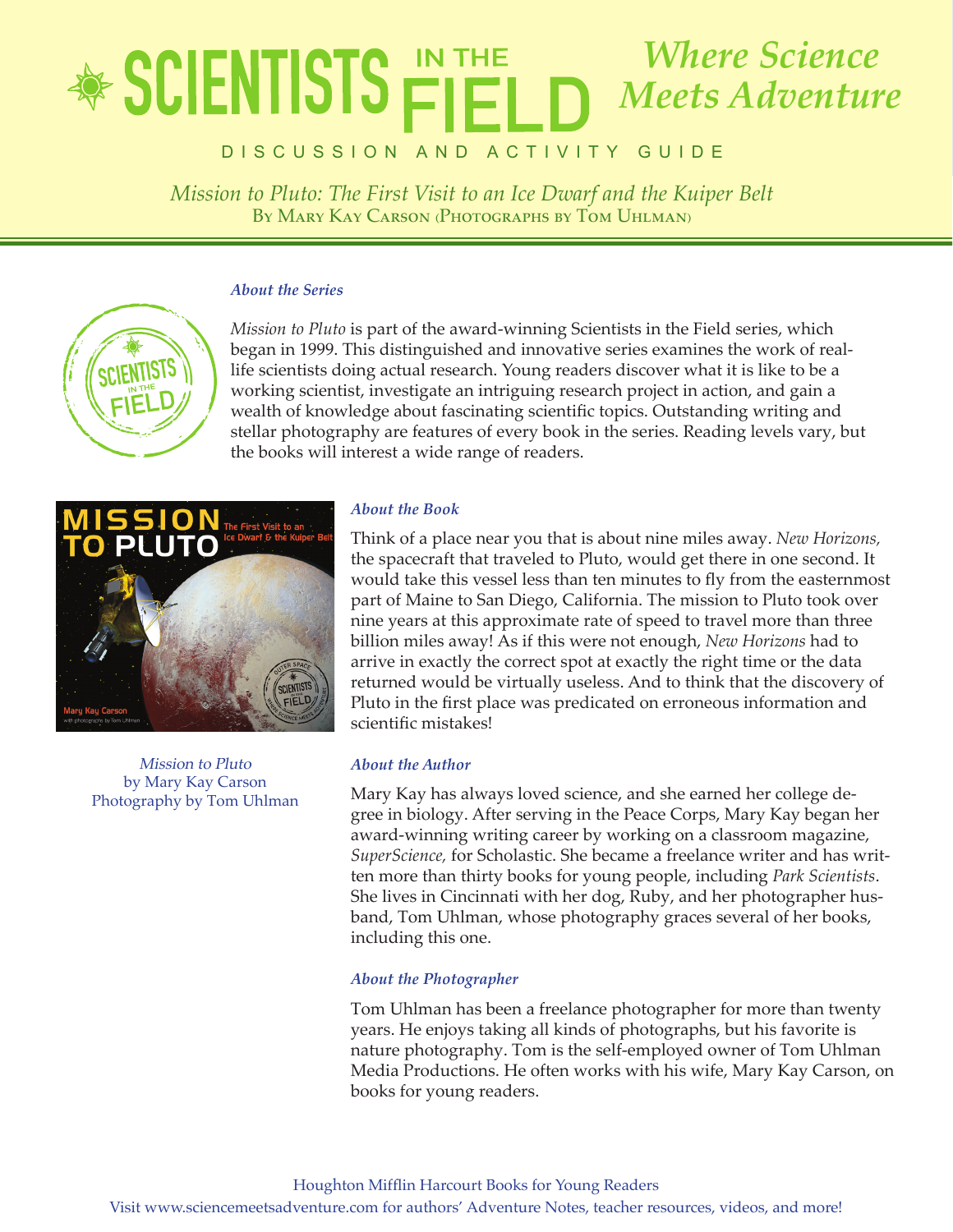# SCIENTISTS IN THE FIELD

## *Where Science Meets Adventure*

DISCUSSION AND ACTIVITY GUIDE

*Mission to Pluto: The First Visit to an Ice Dwarf and the Kuiper Belt*
By Mary Kay Carson (Photographs by Tom Uhlman)

### *About the Series*

*Mission to Pluto* is part of the award-winning Scientists in the Field series, which began in 1999. This distinguished and innovative series examines the work of real-life scientists doing actual research. Young readers discover what it is like to be a working scientist, investigate an intriguing research project in action, and gain a wealth of knowledge about fascinating scientific topics. Outstanding writing and stellar photography are features of every book in the series. Reading levels vary, but the books will interest a wide range of readers.

*Mission to Pluto*
by Mary Kay Carson
Photography by Tom Uhlman

### *About the Book*

Think of a place near you that is about nine miles away. *New Horizons,* the spacecraft that traveled to Pluto, would get there in one second. It would take this vessel less than ten minutes to fly from the easternmost part of Maine to San Diego, California. The mission to Pluto took over nine years at this approximate rate of speed to travel more than three billion miles away! As if this were not enough, *New Horizons* had to arrive in exactly the correct spot at exactly the right time or the data returned would be virtually useless. And to think that the discovery of Pluto in the first place was predicated on erroneous information and scientific mistakes!

### *About the Author*

Mary Kay has always loved science, and she earned her college degree in biology. After serving in the Peace Corps, Mary Kay began her award-winning writing career by working on a classroom magazine, *SuperScience,* for Scholastic. She became a freelance writer and has written more than thirty books for young people, including *Park Scientists*. She lives in Cincinnati with her dog, Ruby, and her photographer husband, Tom Uhlman, whose photography graces several of her books, including this one.

### *About the Photographer*

Tom Uhlman has been a freelance photographer for more than twenty years. He enjoys taking all kinds of photographs, but his favorite is nature photography. Tom is the self-employed owner of Tom Uhlman Media Productions. He often works with his wife, Mary Kay Carson, on books for young readers.

Houghton Mifflin Harcourt Books for Young Readers
Visit www.sciencemeetsadventure.com for authors' Adventure Notes, teacher resources, videos, and more!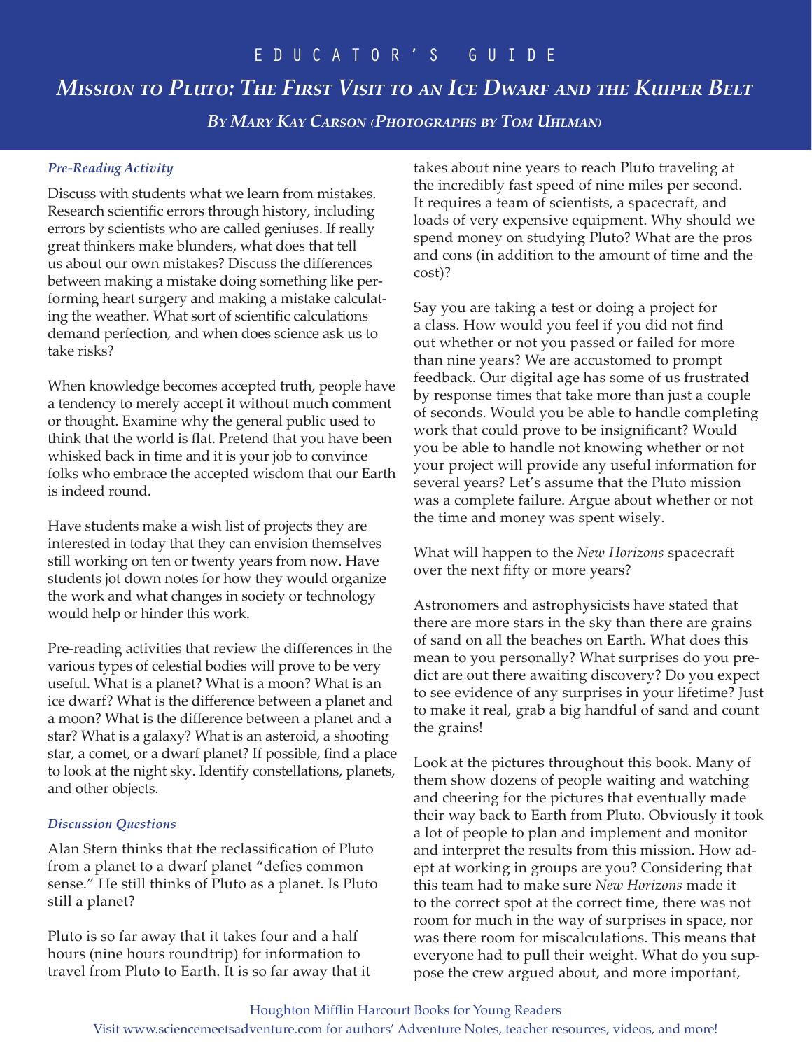# EDUCATOR'S GUIDE

## *Mission to Pluto: The First Visit to an Ice Dwarf and the Kuiper Belt*

*By Mary Kay Carson (Photographs by Tom Uhlman)*

### *Pre-Reading Activity*

Discuss with students what we learn from mistakes. Research scientific errors through history, including errors by scientists who are called geniuses. If really great thinkers make blunders, what does that tell us about our own mistakes? Discuss the differences between making a mistake doing something like performing heart surgery and making a mistake calculating the weather. What sort of scientific calculations demand perfection, and when does science ask us to take risks?

When knowledge becomes accepted truth, people have a tendency to merely accept it without much comment or thought. Examine why the general public used to think that the world is flat. Pretend that you have been whisked back in time and it is your job to convince folks who embrace the accepted wisdom that our Earth is indeed round.

Have students make a wish list of projects they are interested in today that they can envision themselves still working on ten or twenty years from now. Have students jot down notes for how they would organize the work and what changes in society or technology would help or hinder this work.

Pre-reading activities that review the differences in the various types of celestial bodies will prove to be very useful. What is a planet? What is a moon? What is an ice dwarf? What is the difference between a planet and a moon? What is the difference between a planet and a star? What is a galaxy? What is an asteroid, a shooting star, a comet, or a dwarf planet? If possible, find a place to look at the night sky. Identify constellations, planets, and other objects.

### *Discussion Questions*

Alan Stern thinks that the reclassification of Pluto from a planet to a dwarf planet "defies common sense." He still thinks of Pluto as a planet. Is Pluto still a planet?

Pluto is so far away that it takes four and a half hours (nine hours roundtrip) for information to travel from Pluto to Earth. It is so far away that it takes about nine years to reach Pluto traveling at the incredibly fast speed of nine miles per second. It requires a team of scientists, a spacecraft, and loads of very expensive equipment. Why should we spend money on studying Pluto? What are the pros and cons (in addition to the amount of time and the cost)?

Say you are taking a test or doing a project for a class. How would you feel if you did not find out whether or not you passed or failed for more than nine years? We are accustomed to prompt feedback. Our digital age has some of us frustrated by response times that take more than just a couple of seconds. Would you be able to handle completing work that could prove to be insignificant? Would you be able to handle not knowing whether or not your project will provide any useful information for several years? Let's assume that the Pluto mission was a complete failure. Argue about whether or not the time and money was spent wisely.

What will happen to the *New Horizons* spacecraft over the next fifty or more years?

Astronomers and astrophysicists have stated that there are more stars in the sky than there are grains of sand on all the beaches on Earth. What does this mean to you personally? What surprises do you predict are out there awaiting discovery? Do you expect to see evidence of any surprises in your lifetime? Just to make it real, grab a big handful of sand and count the grains!

Look at the pictures throughout this book. Many of them show dozens of people waiting and watching and cheering for the pictures that eventually made their way back to Earth from Pluto. Obviously it took a lot of people to plan and implement and monitor and interpret the results from this mission. How adept at working in groups are you? Considering that this team had to make sure *New Horizons* made it to the correct spot at the correct time, there was not room for much in the way of surprises in space, nor was there room for miscalculations. This means that everyone had to pull their weight. What do you suppose the crew argued about, and more important,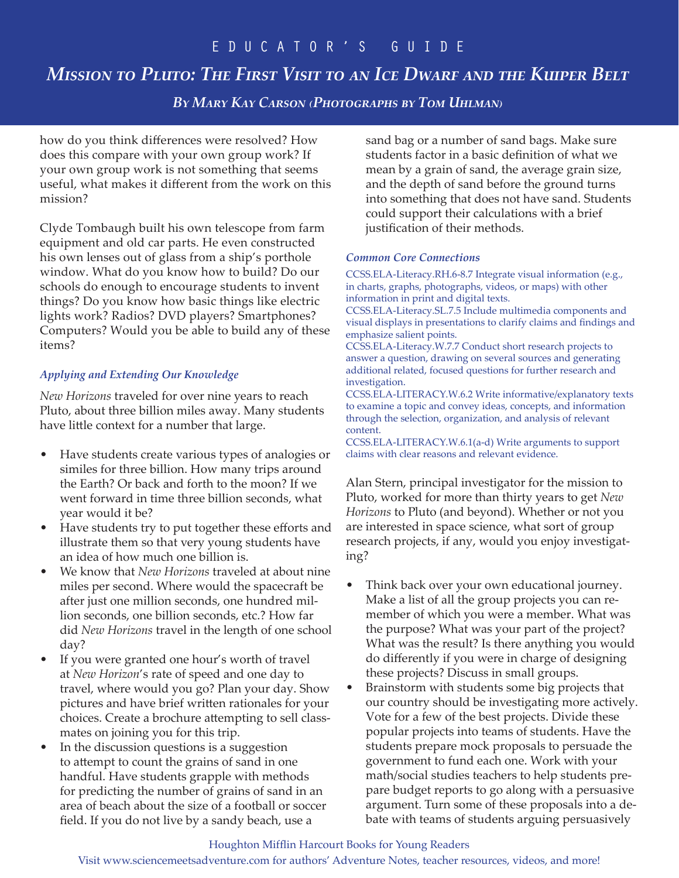how do you think differences were resolved? How does this compare with your own group work? If your own group work is not something that seems useful, what makes it different from the work on this mission?

Clyde Tombaugh built his own telescope from farm equipment and old car parts. He even constructed his own lenses out of glass from a ship's porthole window. What do you know how to build? Do our schools do enough to encourage students to invent things? Do you know how basic things like electric lights work? Radios? DVD players? Smartphones? Computers? Would you be able to build any of these items?

### *Applying and Extending Our Knowledge*

*New Horizons* traveled for over nine years to reach Pluto, about three billion miles away. Many students have little context for a number that large.

- Have students create various types of analogies or similes for three billion. How many trips around the Earth? Or back and forth to the moon? If we went forward in time three billion seconds, what year would it be?
- Have students try to put together these efforts and illustrate them so that very young students have an idea of how much one billion is.
- We know that *New Horizons* traveled at about nine miles per second. Where would the spacecraft be after just one million seconds, one hundred million seconds, one billion seconds, etc.? How far did *New Horizons* travel in the length of one school day?
- If you were granted one hour's worth of travel at *New Horizon*'s rate of speed and one day to travel, where would you go? Plan your day. Show pictures and have brief written rationales for your choices. Create a brochure attempting to sell classmates on joining you for this trip.
- In the discussion questions is a suggestion to attempt to count the grains of sand in one handful. Have students grapple with methods for predicting the number of grains of sand in an area of beach about the size of a football or soccer field. If you do not live by a sandy beach, use a sand bag or a number of sand bags. Make sure students factor in a basic definition of what we mean by a grain of sand, the average grain size, and the depth of sand before the ground turns into something that does not have sand. Students could support their calculations with a brief justification of their methods.

### *Common Core Connections*

CCSS.ELA-Literacy.RH.6-8.7 Integrate visual information (e.g., in charts, graphs, photographs, videos, or maps) with other information in print and digital texts.
CCSS.ELA-Literacy.SL.7.5 Include multimedia components and visual displays in presentations to clarify claims and findings and emphasize salient points.
CCSS.ELA-Literacy.W.7.7 Conduct short research projects to answer a question, drawing on several sources and generating additional related, focused questions for further research and investigation.
CCSS.ELA-LITERACY.W.6.2 Write informative/explanatory texts to examine a topic and convey ideas, concepts, and information through the selection, organization, and analysis of relevant content.
CCSS.ELA-LITERACY.W.6.1(a-d) Write arguments to support claims with clear reasons and relevant evidence.

Alan Stern, principal investigator for the mission to Pluto, worked for more than thirty years to get *New Horizons* to Pluto (and beyond). Whether or not you are interested in space science, what sort of group research projects, if any, would you enjoy investigating?

- Think back over your own educational journey. Make a list of all the group projects you can remember of which you were a member. What was the purpose? What was your part of the project? What was the result? Is there anything you would do differently if you were in charge of designing these projects? Discuss in small groups.
- Brainstorm with students some big projects that our country should be investigating more actively. Vote for a few of the best projects. Divide these popular projects into teams of students. Have the students prepare mock proposals to persuade the government to fund each one. Work with your math/social studies teachers to help students prepare budget reports to go along with a persuasive argument. Turn some of these proposals into a debate with teams of students arguing persuasively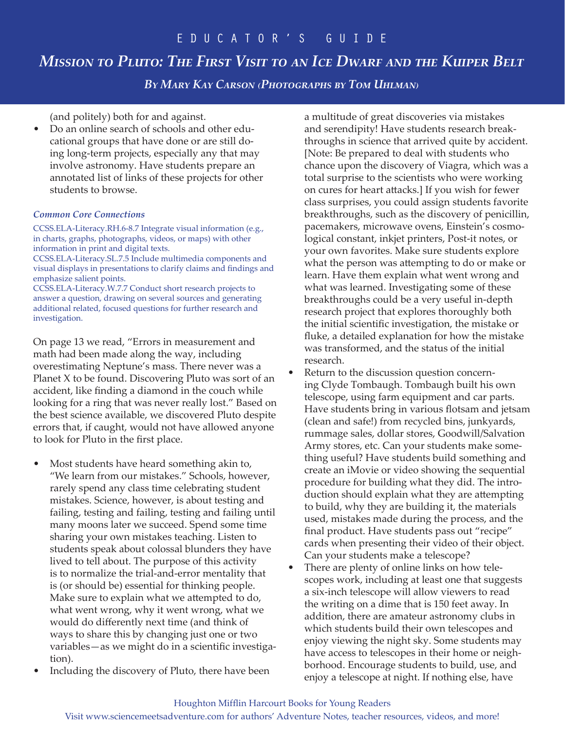(and politely) both for and against.

- Do an online search of schools and other educational groups that have done or are still doing long-term projects, especially any that may involve astronomy. Have students prepare an annotated list of links of these projects for other students to browse.

***Common Core Connections***

CCSS.ELA-Literacy.RH.6-8.7 Integrate visual information (e.g., in charts, graphs, photographs, videos, or maps) with other information in print and digital texts.
CCSS.ELA-Literacy.SL.7.5 Include multimedia components and visual displays in presentations to clarify claims and findings and emphasize salient points.
CCSS.ELA-Literacy.W.7.7 Conduct short research projects to answer a question, drawing on several sources and generating additional related, focused questions for further research and investigation.

On page 13 we read, "Errors in measurement and math had been made along the way, including overestimating Neptune's mass. There never was a Planet X to be found. Discovering Pluto was sort of an accident, like finding a diamond in the couch while looking for a ring that was never really lost." Based on the best science available, we discovered Pluto despite errors that, if caught, would not have allowed anyone to look for Pluto in the first place.

- Most students have heard something akin to, "We learn from our mistakes." Schools, however, rarely spend any class time celebrating student mistakes. Science, however, is about testing and failing, testing and failing, testing and failing until many moons later we succeed. Spend some time sharing your own mistakes teaching. Listen to students speak about colossal blunders they have lived to tell about. The purpose of this activity is to normalize the trial-and-error mentality that is (or should be) essential for thinking people. Make sure to explain what we attempted to do, what went wrong, why it went wrong, what we would do differently next time (and think of ways to share this by changing just one or two variables—as we might do in a scientific investigation).
- Including the discovery of Pluto, there have been a multitude of great discoveries via mistakes and serendipity! Have students research breakthroughs in science that arrived quite by accident. [Note: Be prepared to deal with students who chance upon the discovery of Viagra, which was a total surprise to the scientists who were working on cures for heart attacks.] If you wish for fewer class surprises, you could assign students favorite breakthroughs, such as the discovery of penicillin, pacemakers, microwave ovens, Einstein's cosmological constant, inkjet printers, Post-it notes, or your own favorites. Make sure students explore what the person was attempting to do or make or learn. Have them explain what went wrong and what was learned. Investigating some of these breakthroughs could be a very useful in-depth research project that explores thoroughly both the initial scientific investigation, the mistake or fluke, a detailed explanation for how the mistake was transformed, and the status of the initial research.
- Return to the discussion question concerning Clyde Tombaugh. Tombaugh built his own telescope, using farm equipment and car parts. Have students bring in various flotsam and jetsam (clean and safe!) from recycled bins, junkyards, rummage sales, dollar stores, Goodwill/Salvation Army stores, etc. Can your students make something useful? Have students build something and create an iMovie or video showing the sequential procedure for building what they did. The introduction should explain what they are attempting to build, why they are building it, the materials used, mistakes made during the process, and the final product. Have students pass out "recipe" cards when presenting their video of their object. Can your students make a telescope?
- There are plenty of online links on how telescopes work, including at least one that suggests a six-inch telescope will allow viewers to read the writing on a dime that is 150 feet away. In addition, there are amateur astronomy clubs in which students build their own telescopes and enjoy viewing the night sky. Some students may have access to telescopes in their home or neighborhood. Encourage students to build, use, and enjoy a telescope at night. If nothing else, have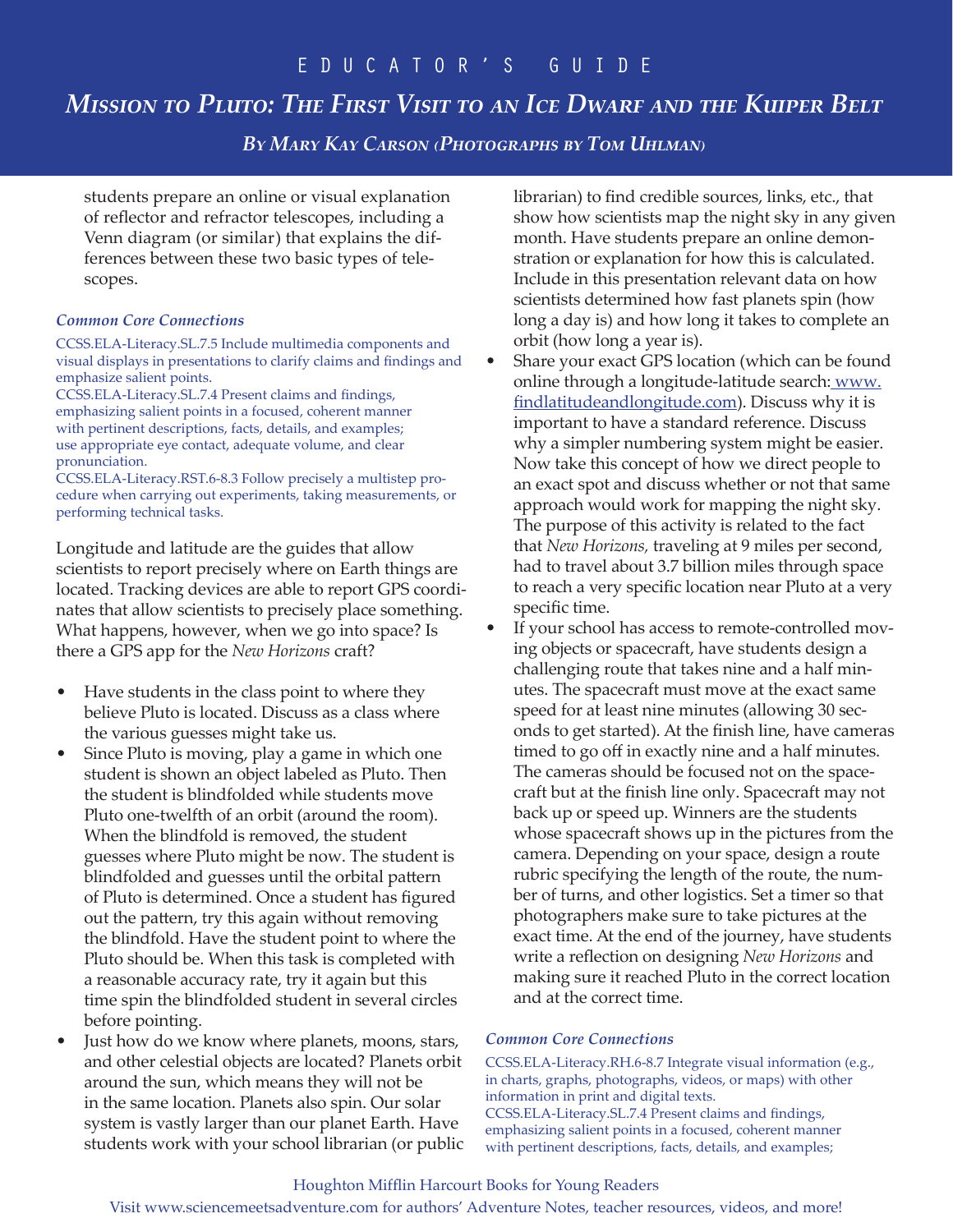students prepare an online or visual explanation of reflector and refractor telescopes, including a Venn diagram (or similar) that explains the differences between these two basic types of telescopes.

***Common Core Connections***

CCSS.ELA-Literacy.SL.7.5 Include multimedia components and visual displays in presentations to clarify claims and findings and emphasize salient points.
CCSS.ELA-Literacy.SL.7.4 Present claims and findings, emphasizing salient points in a focused, coherent manner with pertinent descriptions, facts, details, and examples; use appropriate eye contact, adequate volume, and clear pronunciation.
CCSS.ELA-Literacy.RST.6-8.3 Follow precisely a multistep procedure when carrying out experiments, taking measurements, or performing technical tasks.

Longitude and latitude are the guides that allow scientists to report precisely where on Earth things are located. Tracking devices are able to report GPS coordinates that allow scientists to precisely place something. What happens, however, when we go into space? Is there a GPS app for the *New Horizons* craft?

- Have students in the class point to where they believe Pluto is located. Discuss as a class where the various guesses might take us.
- Since Pluto is moving, play a game in which one student is shown an object labeled as Pluto. Then the student is blindfolded while students move Pluto one-twelfth of an orbit (around the room). When the blindfold is removed, the student guesses where Pluto might be now. The student is blindfolded and guesses until the orbital pattern of Pluto is determined. Once a student has figured out the pattern, try this again without removing the blindfold. Have the student point to where the Pluto should be. When this task is completed with a reasonable accuracy rate, try it again but this time spin the blindfolded student in several circles before pointing.
- Just how do we know where planets, moons, stars, and other celestial objects are located? Planets orbit around the sun, which means they will not be in the same location. Planets also spin. Our solar system is vastly larger than our planet Earth. Have students work with your school librarian (or public librarian) to find credible sources, links, etc., that show how scientists map the night sky in any given month. Have students prepare an online demonstration or explanation for how this is calculated. Include in this presentation relevant data on how scientists determined how fast planets spin (how long a day is) and how long it takes to complete an orbit (how long a year is).
- Share your exact GPS location (which can be found online through a longitude-latitude search: www.findlatitudeandlongitude.com). Discuss why it is important to have a standard reference. Discuss why a simpler numbering system might be easier. Now take this concept of how we direct people to an exact spot and discuss whether or not that same approach would work for mapping the night sky. The purpose of this activity is related to the fact that *New Horizons,* traveling at 9 miles per second, had to travel about 3.7 billion miles through space to reach a very specific location near Pluto at a very specific time.
- If your school has access to remote-controlled moving objects or spacecraft, have students design a challenging route that takes nine and a half minutes. The spacecraft must move at the exact same speed for at least nine minutes (allowing 30 seconds to get started). At the finish line, have cameras timed to go off in exactly nine and a half minutes. The cameras should be focused not on the spacecraft but at the finish line only. Spacecraft may not back up or speed up. Winners are the students whose spacecraft shows up in the pictures from the camera. Depending on your space, design a route rubric specifying the length of the route, the number of turns, and other logistics. Set a timer so that photographers make sure to take pictures at the exact time. At the end of the journey, have students write a reflection on designing *New Horizons* and making sure it reached Pluto in the correct location and at the correct time.

***Common Core Connections***

CCSS.ELA-Literacy.RH.6-8.7 Integrate visual information (e.g., in charts, graphs, photographs, videos, or maps) with other information in print and digital texts.
CCSS.ELA-Literacy.SL.7.4 Present claims and findings, emphasizing salient points in a focused, coherent manner with pertinent descriptions, facts, details, and examples;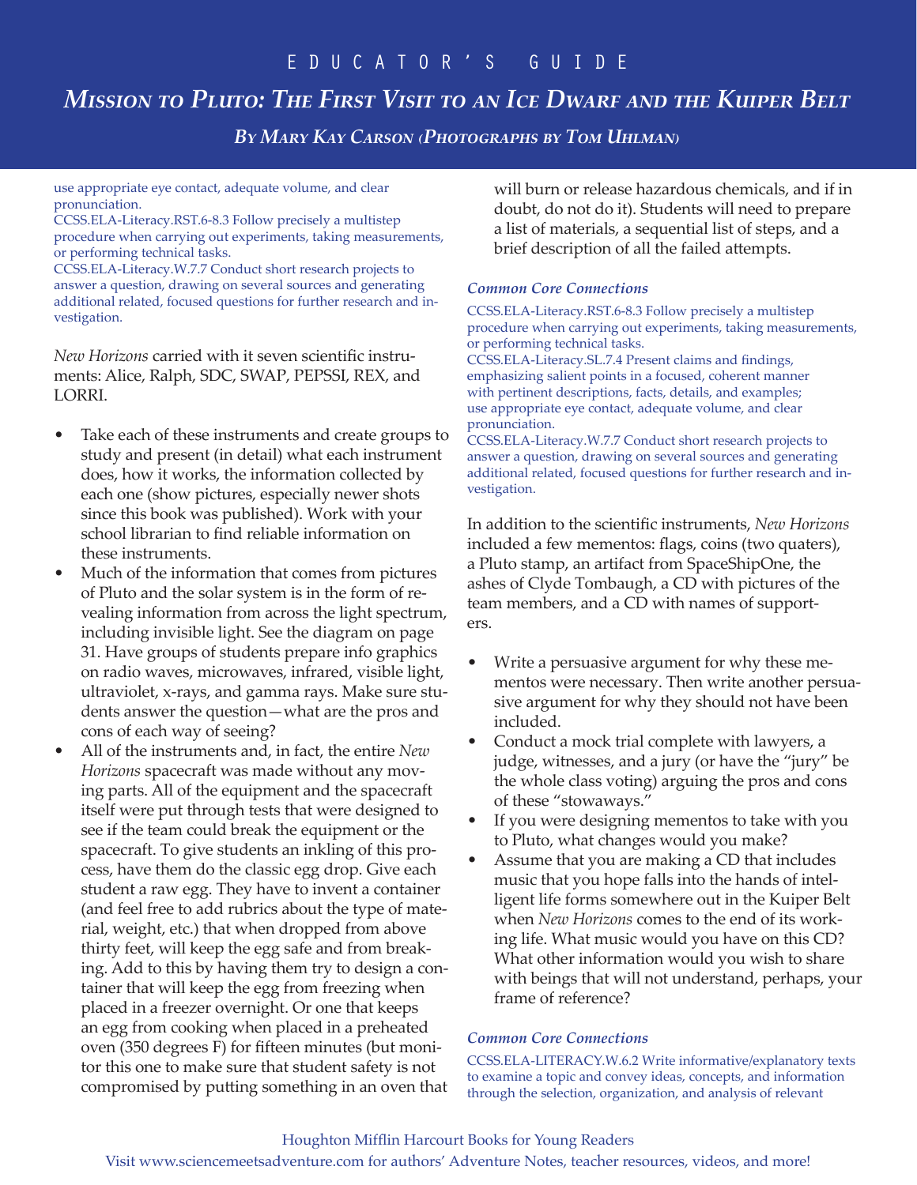use appropriate eye contact, adequate volume, and clear pronunciation.
CCSS.ELA-Literacy.RST.6-8.3 Follow precisely a multistep procedure when carrying out experiments, taking measurements, or performing technical tasks.
CCSS.ELA-Literacy.W.7.7 Conduct short research projects to answer a question, drawing on several sources and generating additional related, focused questions for further research and investigation.

*New Horizons* carried with it seven scientific instruments: Alice, Ralph, SDC, SWAP, PEPSSI, REX, and LORRI.

- Take each of these instruments and create groups to study and present (in detail) what each instrument does, how it works, the information collected by each one (show pictures, especially newer shots since this book was published). Work with your school librarian to find reliable information on these instruments.
- Much of the information that comes from pictures of Pluto and the solar system is in the form of revealing information from across the light spectrum, including invisible light. See the diagram on page 31. Have groups of students prepare info graphics on radio waves, microwaves, infrared, visible light, ultraviolet, x-rays, and gamma rays. Make sure students answer the question—what are the pros and cons of each way of seeing?
- All of the instruments and, in fact, the entire *New Horizons* spacecraft was made without any moving parts. All of the equipment and the spacecraft itself were put through tests that were designed to see if the team could break the equipment or the spacecraft. To give students an inkling of this process, have them do the classic egg drop. Give each student a raw egg. They have to invent a container (and feel free to add rubrics about the type of material, weight, etc.) that when dropped from above thirty feet, will keep the egg safe and from breaking. Add to this by having them try to design a container that will keep the egg from freezing when placed in a freezer overnight. Or one that keeps an egg from cooking when placed in a preheated oven (350 degrees F) for fifteen minutes (but monitor this one to make sure that student safety is not compromised by putting something in an oven that will burn or release hazardous chemicals, and if in doubt, do not do it). Students will need to prepare a list of materials, a sequential list of steps, and a brief description of all the failed attempts.

***Common Core Connections***

CCSS.ELA-Literacy.RST.6-8.3 Follow precisely a multistep procedure when carrying out experiments, taking measurements, or performing technical tasks.
CCSS.ELA-Literacy.SL.7.4 Present claims and findings, emphasizing salient points in a focused, coherent manner with pertinent descriptions, facts, details, and examples; use appropriate eye contact, adequate volume, and clear pronunciation.
CCSS.ELA-Literacy.W.7.7 Conduct short research projects to answer a question, drawing on several sources and generating additional related, focused questions for further research and investigation.

In addition to the scientific instruments, *New Horizons* included a few mementos: flags, coins (two quaters), a Pluto stamp, an artifact from SpaceShipOne, the ashes of Clyde Tombaugh, a CD with pictures of the team members, and a CD with names of supporters.

- Write a persuasive argument for why these mementos were necessary. Then write another persuasive argument for why they should not have been included.
- Conduct a mock trial complete with lawyers, a judge, witnesses, and a jury (or have the "jury" be the whole class voting) arguing the pros and cons of these "stowaways."
- If you were designing mementos to take with you to Pluto, what changes would you make?
- Assume that you are making a CD that includes music that you hope falls into the hands of intelligent life forms somewhere out in the Kuiper Belt when *New Horizons* comes to the end of its working life. What music would you have on this CD? What other information would you wish to share with beings that will not understand, perhaps, your frame of reference?

***Common Core Connections***

CCSS.ELA-LITERACY.W.6.2 Write informative/explanatory texts to examine a topic and convey ideas, concepts, and information through the selection, organization, and analysis of relevant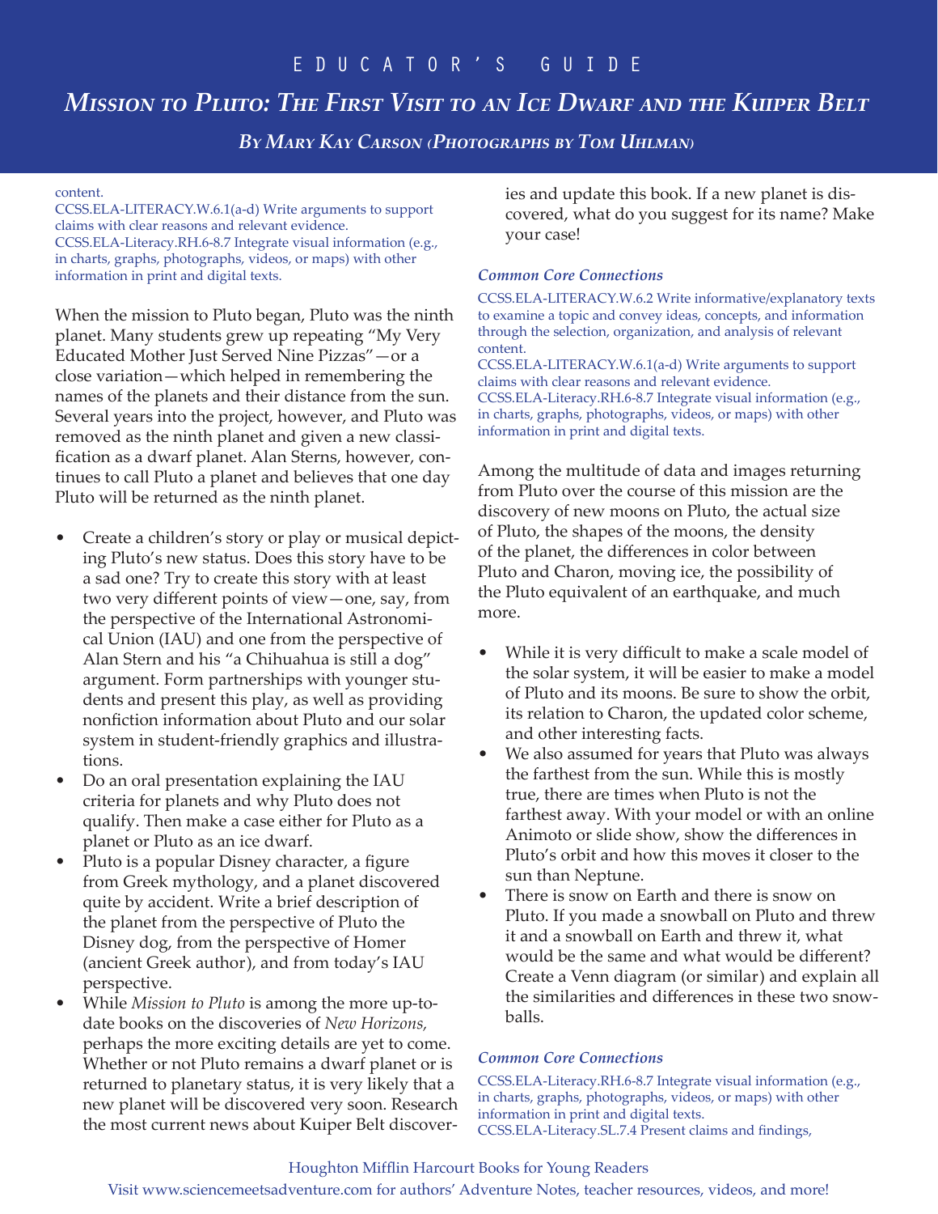content.
CCSS.ELA-LITERACY.W.6.1(a-d) Write arguments to support claims with clear reasons and relevant evidence.
CCSS.ELA-Literacy.RH.6-8.7 Integrate visual information (e.g., in charts, graphs, photographs, videos, or maps) with other information in print and digital texts.

When the mission to Pluto began, Pluto was the ninth planet. Many students grew up repeating "My Very Educated Mother Just Served Nine Pizzas"—or a close variation—which helped in remembering the names of the planets and their distance from the sun. Several years into the project, however, and Pluto was removed as the ninth planet and given a new classification as a dwarf planet. Alan Sterns, however, continues to call Pluto a planet and believes that one day Pluto will be returned as the ninth planet.

- Create a children's story or play or musical depicting Pluto's new status. Does this story have to be a sad one? Try to create this story with at least two very different points of view—one, say, from the perspective of the International Astronomical Union (IAU) and one from the perspective of Alan Stern and his "a Chihuahua is still a dog" argument. Form partnerships with younger students and present this play, as well as providing nonfiction information about Pluto and our solar system in student-friendly graphics and illustrations.
- Do an oral presentation explaining the IAU criteria for planets and why Pluto does not qualify. Then make a case either for Pluto as a planet or Pluto as an ice dwarf.
- Pluto is a popular Disney character, a figure from Greek mythology, and a planet discovered quite by accident. Write a brief description of the planet from the perspective of Pluto the Disney dog, from the perspective of Homer (ancient Greek author), and from today's IAU perspective.
- While *Mission to Pluto* is among the more up-to-date books on the discoveries of *New Horizons,* perhaps the more exciting details are yet to come. Whether or not Pluto remains a dwarf planet or is returned to planetary status, it is very likely that a new planet will be discovered very soon. Research the most current news about Kuiper Belt discoveries and update this book. If a new planet is discovered, what do you suggest for its name? Make your case!

***Common Core Connections***

CCSS.ELA-LITERACY.W.6.2 Write informative/explanatory texts to examine a topic and convey ideas, concepts, and information through the selection, organization, and analysis of relevant content.
CCSS.ELA-LITERACY.W.6.1(a-d) Write arguments to support claims with clear reasons and relevant evidence.
CCSS.ELA-Literacy.RH.6-8.7 Integrate visual information (e.g., in charts, graphs, photographs, videos, or maps) with other information in print and digital texts.

Among the multitude of data and images returning from Pluto over the course of this mission are the discovery of new moons on Pluto, the actual size of Pluto, the shapes of the moons, the density of the planet, the differences in color between Pluto and Charon, moving ice, the possibility of the Pluto equivalent of an earthquake, and much more.

- While it is very difficult to make a scale model of the solar system, it will be easier to make a model of Pluto and its moons. Be sure to show the orbit, its relation to Charon, the updated color scheme, and other interesting facts.
- We also assumed for years that Pluto was always the farthest from the sun. While this is mostly true, there are times when Pluto is not the farthest away. With your model or with an online Animoto or slide show, show the differences in Pluto's orbit and how this moves it closer to the sun than Neptune.
- There is snow on Earth and there is snow on Pluto. If you made a snowball on Pluto and threw it and a snowball on Earth and threw it, what would be the same and what would be different? Create a Venn diagram (or similar) and explain all the similarities and differences in these two snowballs.

***Common Core Connections***

CCSS.ELA-Literacy.RH.6-8.7 Integrate visual information (e.g., in charts, graphs, photographs, videos, or maps) with other information in print and digital texts.
CCSS.ELA-Literacy.SL.7.4 Present claims and findings,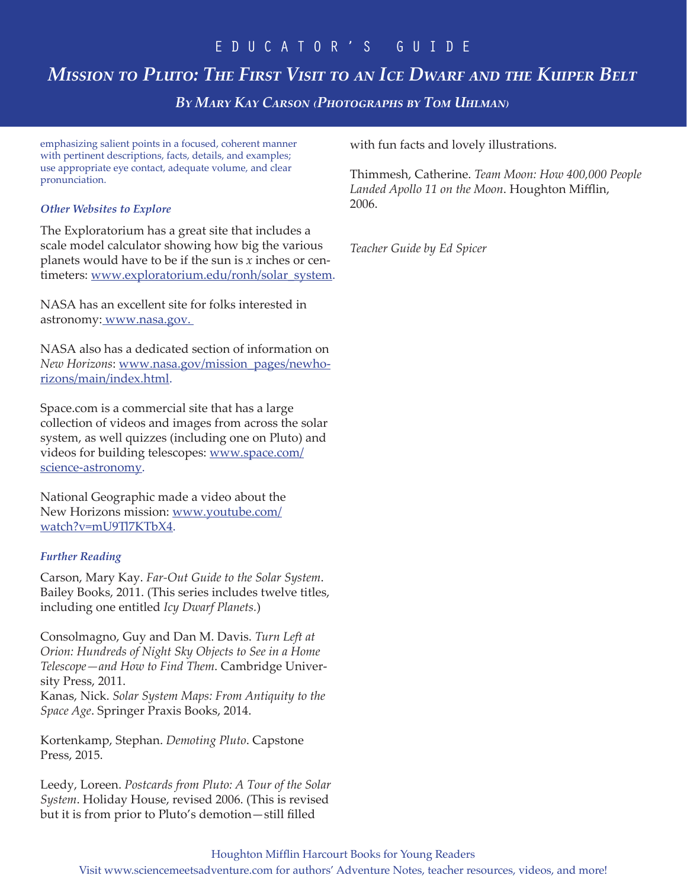emphasizing salient points in a focused, coherent manner with pertinent descriptions, facts, details, and examples; use appropriate eye contact, adequate volume, and clear pronunciation.

### *Other Websites to Explore*

The Exploratorium has a great site that includes a scale model calculator showing how big the various planets would have to be if the sun is *x* inches or centimeters: [www.exploratorium.edu/ronh/solar_system](www.exploratorium.edu/ronh/solar_system).

NASA has an excellent site for folks interested in astronomy: [www.nasa.gov.](www.nasa.gov)

NASA also has a dedicated section of information on *New Horizons*: [www.nasa.gov/mission_pages/newhorizons/main/index.html](www.nasa.gov/mission_pages/newhorizons/main/index.html).

Space.com is a commercial site that has a large collection of videos and images from across the solar system, as well quizzes (including one on Pluto) and videos for building telescopes: [www.space.com/science-astronomy](www.space.com/science-astronomy).

National Geographic made a video about the New Horizons mission: [www.youtube.com/watch?v=mU9Tl7KTbX4](www.youtube.com/watch?v=mU9Tl7KTbX4).

### *Further Reading*

Carson, Mary Kay. *Far-Out Guide to the Solar System*. Bailey Books, 2011. (This series includes twelve titles, including one entitled *Icy Dwarf Planets.*)

Consolmagno, Guy and Dan M. Davis. *Turn Left at Orion: Hundreds of Night Sky Objects to See in a Home Telescope—and How to Find Them*. Cambridge University Press, 2011.

Kanas, Nick. *Solar System Maps: From Antiquity to the Space Age*. Springer Praxis Books, 2014.

Kortenkamp, Stephan. *Demoting Pluto*. Capstone Press, 2015.

Leedy, Loreen. *Postcards from Pluto: A Tour of the Solar System*. Holiday House, revised 2006. (This is revised but it is from prior to Pluto's demotion—still filled with fun facts and lovely illustrations.

Thimmesh, Catherine. *Team Moon: How 400,000 People Landed Apollo 11 on the Moon*. Houghton Mifflin, 2006.

*Teacher Guide by Ed Spicer*